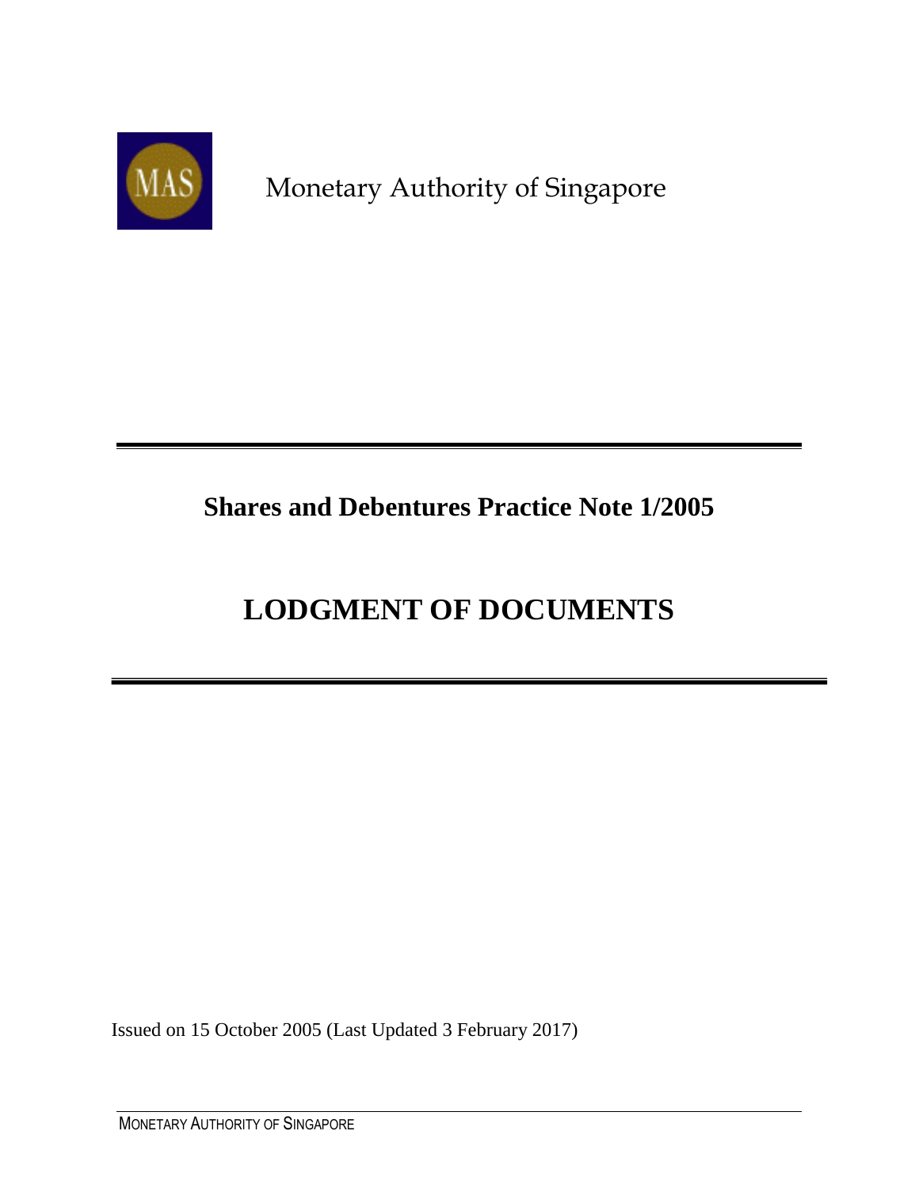Monetary Authority of Singapore

# Shares and Debentures Practice Note 1/2005

# LODGMENT OF DOCUMENTS

Issued on 15 October 2005 (Last Updated 3 February 2017)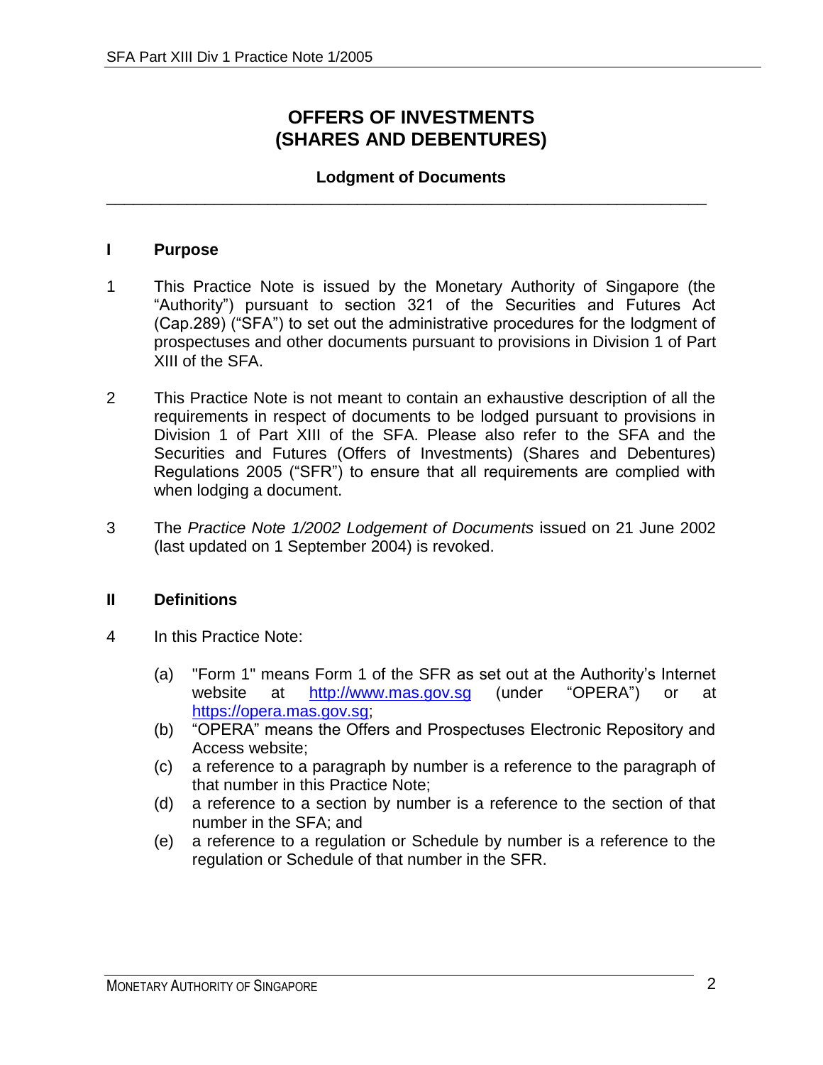# OFFERS OF INVESTMENTS (SHARES AND DEBENTURES)

### Lodgment of Documents

---

## I Purpose

1 This Practice Note is issued by the Monetary Authority of Singapore (the "Authority") pursuant to section 321 of the Securities and Futures Act (Cap.289) ("SFA") to set out the administrative procedures for the lodgment of prospectuses and other documents pursuant to provisions in Division 1 of Part XIII of the SFA.

2 This Practice Note is not meant to contain an exhaustive description of all the requirements in respect of documents to be lodged pursuant to provisions in Division 1 of Part XIII of the SFA. Please also refer to the SFA and the Securities and Futures (Offers of Investments) (Shares and Debentures) Regulations 2005 ("SFR") to ensure that all requirements are complied with when lodging a document.

3 The *Practice Note 1/2002 Lodgement of Documents* issued on 21 June 2002 (last updated on 1 September 2004) is revoked.

## II Definitions

4 In this Practice Note:

(a) "Form 1" means Form 1 of the SFR as set out at the Authority's Internet website at http://www.mas.gov.sg (under "OPERA") or at https://opera.mas.gov.sg;

(b) "OPERA" means the Offers and Prospectuses Electronic Repository and Access website;

(c) a reference to a paragraph by number is a reference to the paragraph of that number in this Practice Note;

(d) a reference to a section by number is a reference to the section of that number in the SFA; and

(e) a reference to a regulation or Schedule by number is a reference to the regulation or Schedule of that number in the SFR.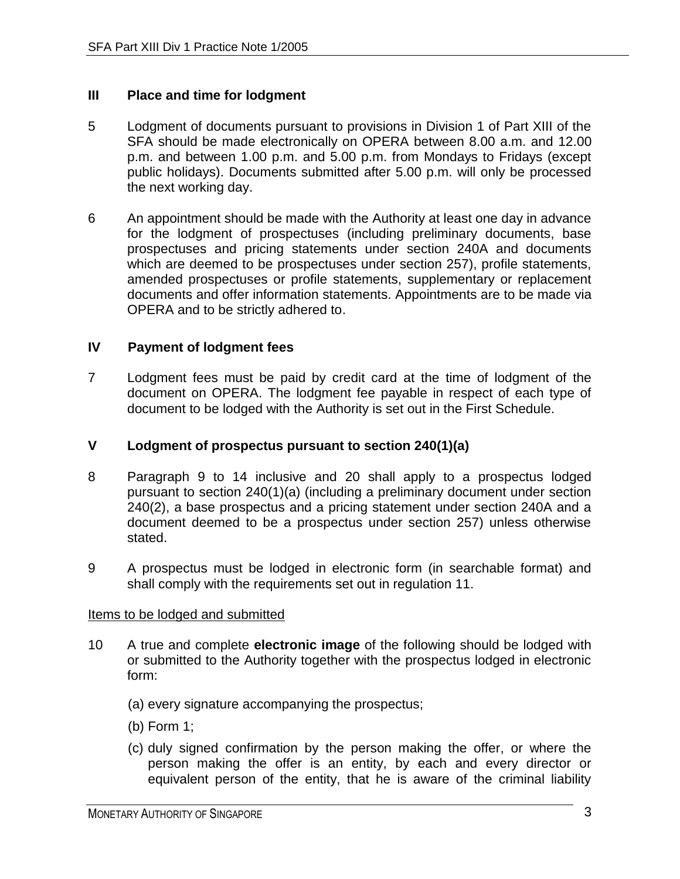## III Place and time for lodgment

5 Lodgment of documents pursuant to provisions in Division 1 of Part XIII of the SFA should be made electronically on OPERA between 8.00 a.m. and 12.00 p.m. and between 1.00 p.m. and 5.00 p.m. from Mondays to Fridays (except public holidays). Documents submitted after 5.00 p.m. will only be processed the next working day.

6 An appointment should be made with the Authority at least one day in advance for the lodgment of prospectuses (including preliminary documents, base prospectuses and pricing statements under section 240A and documents which are deemed to be prospectuses under section 257), profile statements, amended prospectuses or profile statements, supplementary or replacement documents and offer information statements. Appointments are to be made via OPERA and to be strictly adhered to.

## IV Payment of lodgment fees

7 Lodgment fees must be paid by credit card at the time of lodgment of the document on OPERA. The lodgment fee payable in respect of each type of document to be lodged with the Authority is set out in the First Schedule.

## V Lodgment of prospectus pursuant to section 240(1)(a)

8 Paragraph 9 to 14 inclusive and 20 shall apply to a prospectus lodged pursuant to section 240(1)(a) (including a preliminary document under section 240(2), a base prospectus and a pricing statement under section 240A and a document deemed to be a prospectus under section 257) unless otherwise stated.

9 A prospectus must be lodged in electronic form (in searchable format) and shall comply with the requirements set out in regulation 11.

<u>Items to be lodged and submitted</u>

10 A true and complete **electronic image** of the following should be lodged with or submitted to the Authority together with the prospectus lodged in electronic form:

(a) every signature accompanying the prospectus;

(b) Form 1;

(c) duly signed confirmation by the person making the offer, or where the person making the offer is an entity, by each and every director or equivalent person of the entity, that he is aware of the criminal liability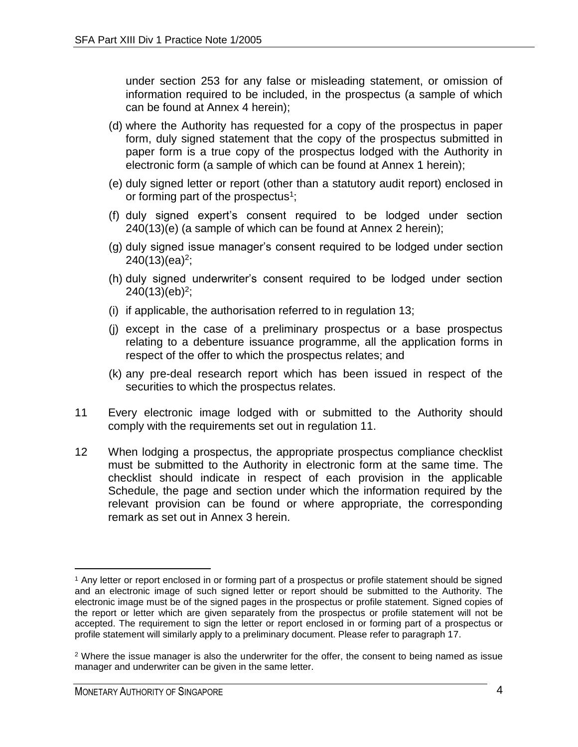under section 253 for any false or misleading statement, or omission of information required to be included, in the prospectus (a sample of which can be found at Annex 4 herein);

(d) where the Authority has requested for a copy of the prospectus in paper form, duly signed statement that the copy of the prospectus submitted in paper form is a true copy of the prospectus lodged with the Authority in electronic form (a sample of which can be found at Annex 1 herein);

(e) duly signed letter or report (other than a statutory audit report) enclosed in or forming part of the prospectus[1];

(f) duly signed expert's consent required to be lodged under section 240(13)(e) (a sample of which can be found at Annex 2 herein);

(g) duly signed issue manager's consent required to be lodged under section 240(13)(ea)[2];

(h) duly signed underwriter's consent required to be lodged under section 240(13)(eb)[2];

(i) if applicable, the authorisation referred to in regulation 13;

(j) except in the case of a preliminary prospectus or a base prospectus relating to a debenture issuance programme, all the application forms in respect of the offer to which the prospectus relates; and

(k) any pre-deal research report which has been issued in respect of the securities to which the prospectus relates.

11 Every electronic image lodged with or submitted to the Authority should comply with the requirements set out in regulation 11.

12 When lodging a prospectus, the appropriate prospectus compliance checklist must be submitted to the Authority in electronic form at the same time. The checklist should indicate in respect of each provision in the applicable Schedule, the page and section under which the information required by the relevant provision can be found or where appropriate, the corresponding remark as set out in Annex 3 herein.

---

[1] Any letter or report enclosed in or forming part of a prospectus or profile statement should be signed and an electronic image of such signed letter or report should be submitted to the Authority. The electronic image must be of the signed pages in the prospectus or profile statement. Signed copies of the report or letter which are given separately from the prospectus or profile statement will not be accepted. The requirement to sign the letter or report enclosed in or forming part of a prospectus or profile statement will similarly apply to a preliminary document. Please refer to paragraph 17.

[2] Where the issue manager is also the underwriter for the offer, the consent to being named as issue manager and underwriter can be given in the same letter.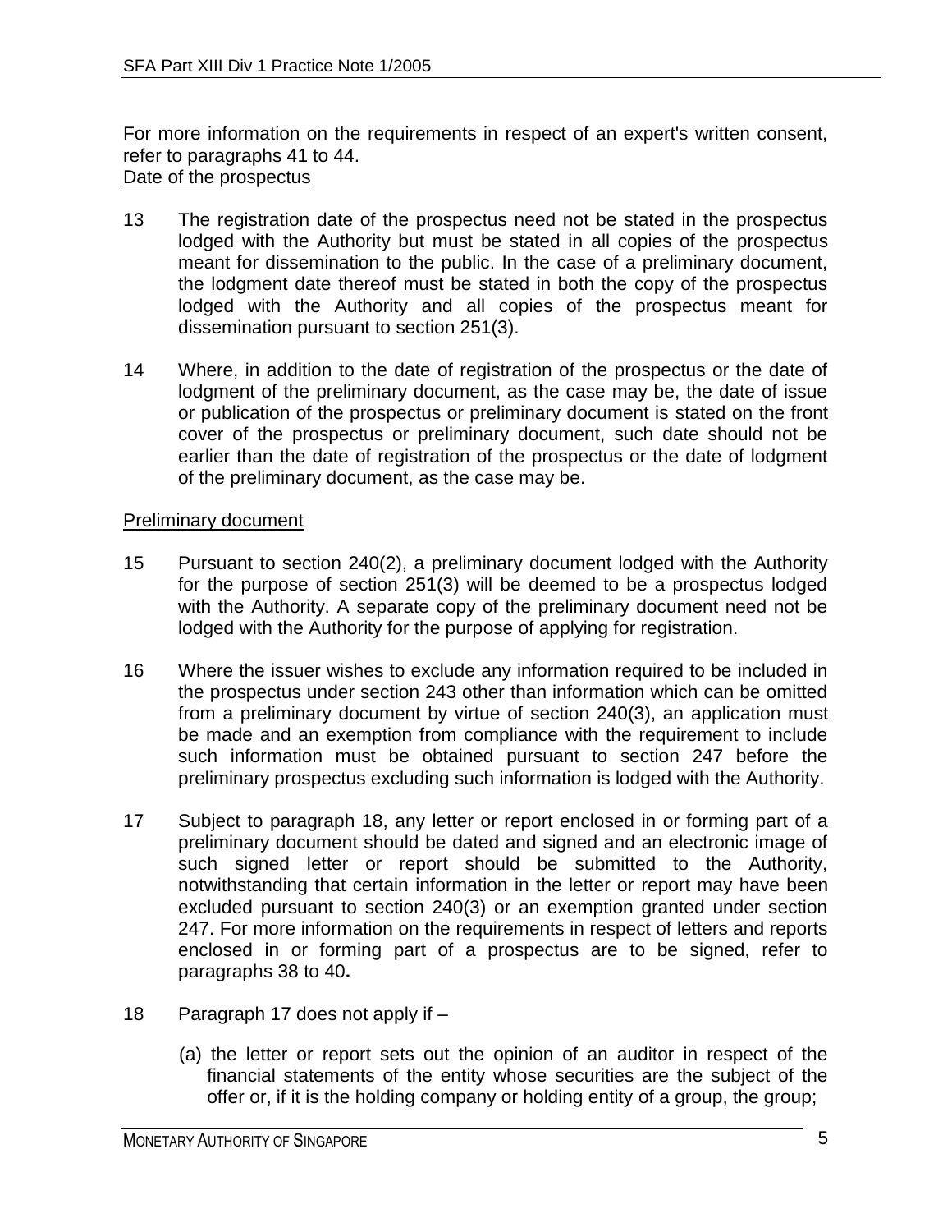For more information on the requirements in respect of an expert's written consent, refer to paragraphs 41 to 44.

<u>Date of the prospectus</u>

13 The registration date of the prospectus need not be stated in the prospectus lodged with the Authority but must be stated in all copies of the prospectus meant for dissemination to the public. In the case of a preliminary document, the lodgment date thereof must be stated in both the copy of the prospectus lodged with the Authority and all copies of the prospectus meant for dissemination pursuant to section 251(3).

14 Where, in addition to the date of registration of the prospectus or the date of lodgment of the preliminary document, as the case may be, the date of issue or publication of the prospectus or preliminary document is stated on the front cover of the prospectus or preliminary document, such date should not be earlier than the date of registration of the prospectus or the date of lodgment of the preliminary document, as the case may be.

<u>Preliminary document</u>

15 Pursuant to section 240(2), a preliminary document lodged with the Authority for the purpose of section 251(3) will be deemed to be a prospectus lodged with the Authority. A separate copy of the preliminary document need not be lodged with the Authority for the purpose of applying for registration.

16 Where the issuer wishes to exclude any information required to be included in the prospectus under section 243 other than information which can be omitted from a preliminary document by virtue of section 240(3), an application must be made and an exemption from compliance with the requirement to include such information must be obtained pursuant to section 247 before the preliminary prospectus excluding such information is lodged with the Authority.

17 Subject to paragraph 18, any letter or report enclosed in or forming part of a preliminary document should be dated and signed and an electronic image of such signed letter or report should be submitted to the Authority, notwithstanding that certain information in the letter or report may have been excluded pursuant to section 240(3) or an exemption granted under section 247. For more information on the requirements in respect of letters and reports enclosed in or forming part of a prospectus are to be signed, refer to paragraphs 38 to 40**.**

18 Paragraph 17 does not apply if –

(a) the letter or report sets out the opinion of an auditor in respect of the financial statements of the entity whose securities are the subject of the offer or, if it is the holding company or holding entity of a group, the group;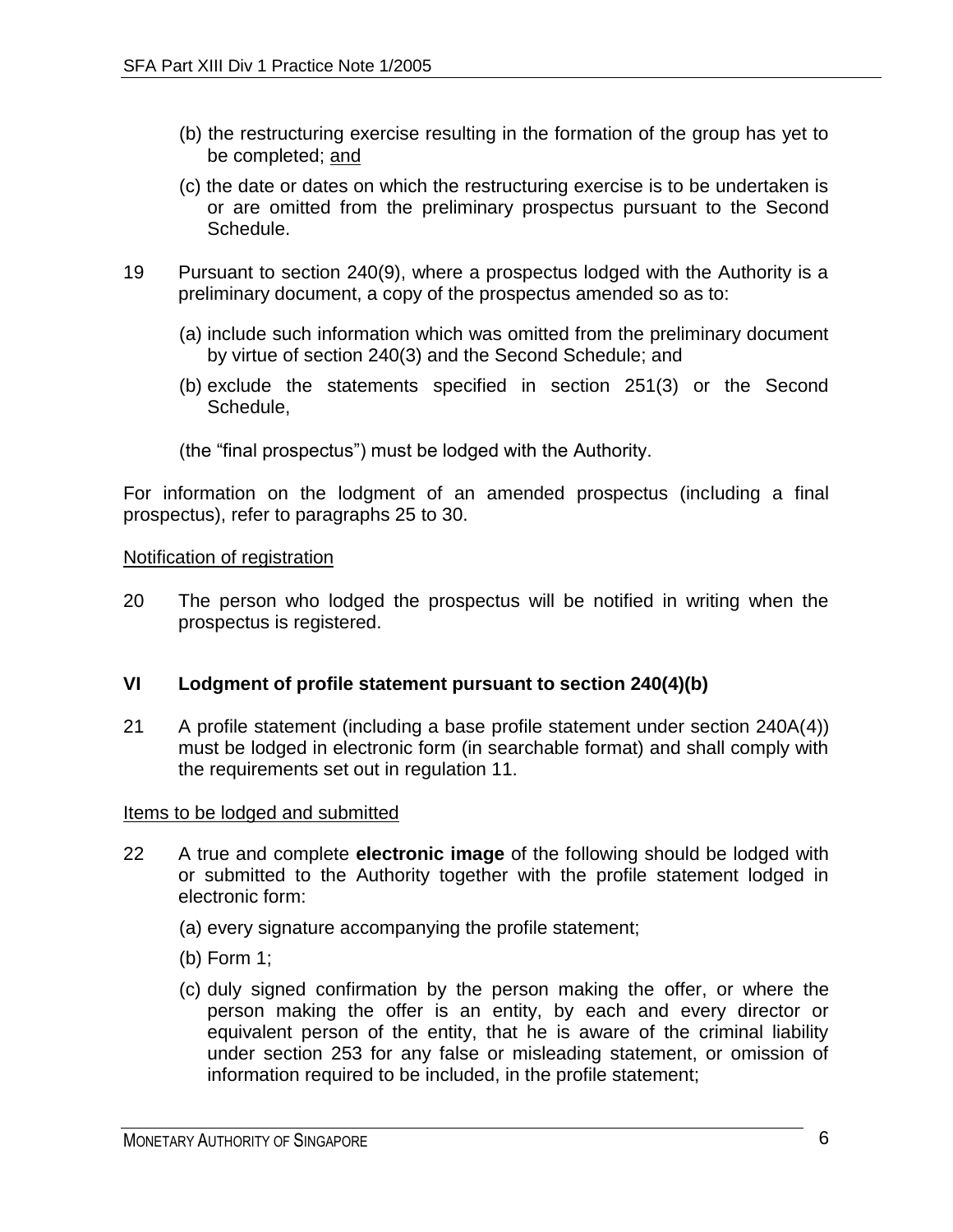(b) the restructuring exercise resulting in the formation of the group has yet to be completed; and

(c) the date or dates on which the restructuring exercise is to be undertaken is or are omitted from the preliminary prospectus pursuant to the Second Schedule.

19 Pursuant to section 240(9), where a prospectus lodged with the Authority is a preliminary document, a copy of the prospectus amended so as to:

(a) include such information which was omitted from the preliminary document by virtue of section 240(3) and the Second Schedule; and

(b) exclude the statements specified in section 251(3) or the Second Schedule,

(the "final prospectus") must be lodged with the Authority.

For information on the lodgment of an amended prospectus (including a final prospectus), refer to paragraphs 25 to 30.

Notification of registration

20 The person who lodged the prospectus will be notified in writing when the prospectus is registered.

## VI Lodgment of profile statement pursuant to section 240(4)(b)

21 A profile statement (including a base profile statement under section 240A(4)) must be lodged in electronic form (in searchable format) and shall comply with the requirements set out in regulation 11.

Items to be lodged and submitted

22 A true and complete **electronic image** of the following should be lodged with or submitted to the Authority together with the profile statement lodged in electronic form:

(a) every signature accompanying the profile statement;

(b) Form 1;

(c) duly signed confirmation by the person making the offer, or where the person making the offer is an entity, by each and every director or equivalent person of the entity, that he is aware of the criminal liability under section 253 for any false or misleading statement, or omission of information required to be included, in the profile statement;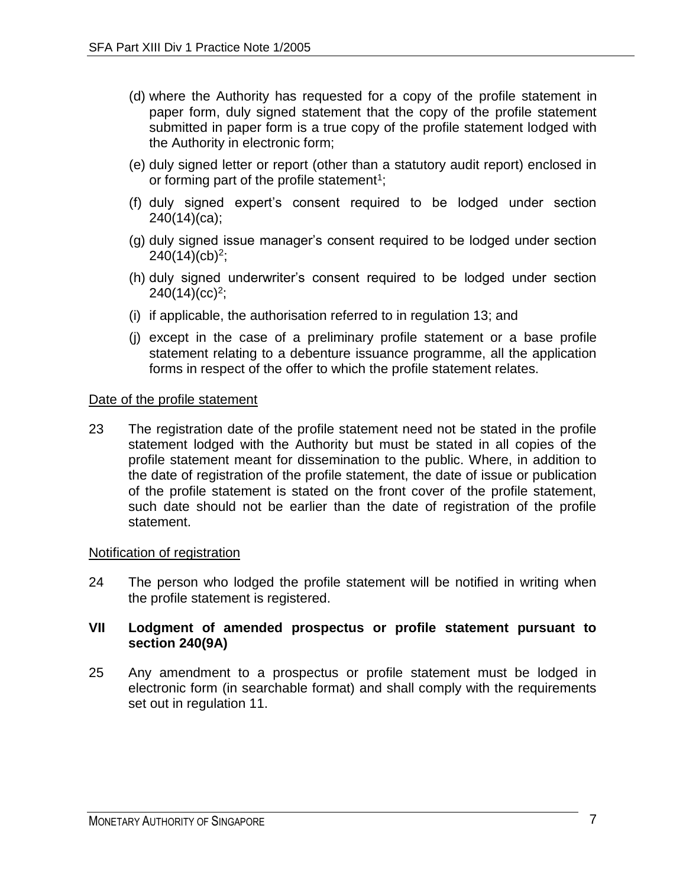(d) where the Authority has requested for a copy of the profile statement in paper form, duly signed statement that the copy of the profile statement submitted in paper form is a true copy of the profile statement lodged with the Authority in electronic form;

(e) duly signed letter or report (other than a statutory audit report) enclosed in or forming part of the profile statement[1];

(f) duly signed expert's consent required to be lodged under section 240(14)(ca);

(g) duly signed issue manager's consent required to be lodged under section 240(14)(cb)[2];

(h) duly signed underwriter's consent required to be lodged under section 240(14)(cc)[2];

(i) if applicable, the authorisation referred to in regulation 13; and

(j) except in the case of a preliminary profile statement or a base profile statement relating to a debenture issuance programme, all the application forms in respect of the offer to which the profile statement relates.

<u>Date of the profile statement</u>

23 The registration date of the profile statement need not be stated in the profile statement lodged with the Authority but must be stated in all copies of the profile statement meant for dissemination to the public. Where, in addition to the date of registration of the profile statement, the date of issue or publication of the profile statement is stated on the front cover of the profile statement, such date should not be earlier than the date of registration of the profile statement.

<u>Notification of registration</u>

24 The person who lodged the profile statement will be notified in writing when the profile statement is registered.

## VII Lodgment of amended prospectus or profile statement pursuant to section 240(9A)

25 Any amendment to a prospectus or profile statement must be lodged in electronic form (in searchable format) and shall comply with the requirements set out in regulation 11.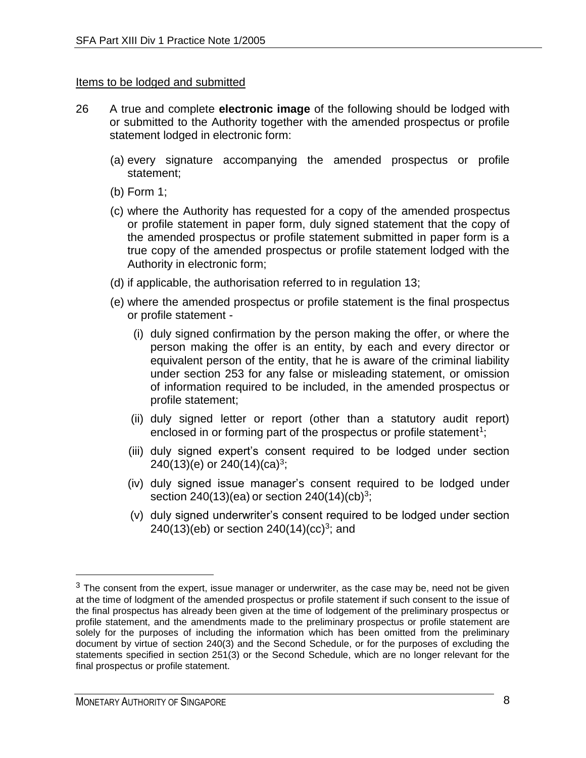Items to be lodged and submitted

26 A true and complete **electronic image** of the following should be lodged with or submitted to the Authority together with the amended prospectus or profile statement lodged in electronic form:

(a) every signature accompanying the amended prospectus or profile statement;

(b) Form 1;

(c) where the Authority has requested for a copy of the amended prospectus or profile statement in paper form, duly signed statement that the copy of the amended prospectus or profile statement submitted in paper form is a true copy of the amended prospectus or profile statement lodged with the Authority in electronic form;

(d) if applicable, the authorisation referred to in regulation 13;

(e) where the amended prospectus or profile statement is the final prospectus or profile statement -

   (i) duly signed confirmation by the person making the offer, or where the person making the offer is an entity, by each and every director or equivalent person of the entity, that he is aware of the criminal liability under section 253 for any false or misleading statement, or omission of information required to be included, in the amended prospectus or profile statement;

   (ii) duly signed letter or report (other than a statutory audit report) enclosed in or forming part of the prospectus or profile statement[1];

   (iii) duly signed expert's consent required to be lodged under section 240(13)(e) or 240(14)(ca)[3];

   (iv) duly signed issue manager's consent required to be lodged under section 240(13)(ea) or section 240(14)(cb)[3];

   (v) duly signed underwriter's consent required to be lodged under section 240(13)(eb) or section 240(14)(cc)[3]; and

---

[3] The consent from the expert, issue manager or underwriter, as the case may be, need not be given at the time of lodgment of the amended prospectus or profile statement if such consent to the issue of the final prospectus has already been given at the time of lodgement of the preliminary prospectus or profile statement, and the amendments made to the preliminary prospectus or profile statement are solely for the purposes of including the information which has been omitted from the preliminary document by virtue of section 240(3) and the Second Schedule, or for the purposes of excluding the statements specified in section 251(3) or the Second Schedule, which are no longer relevant for the final prospectus or profile statement.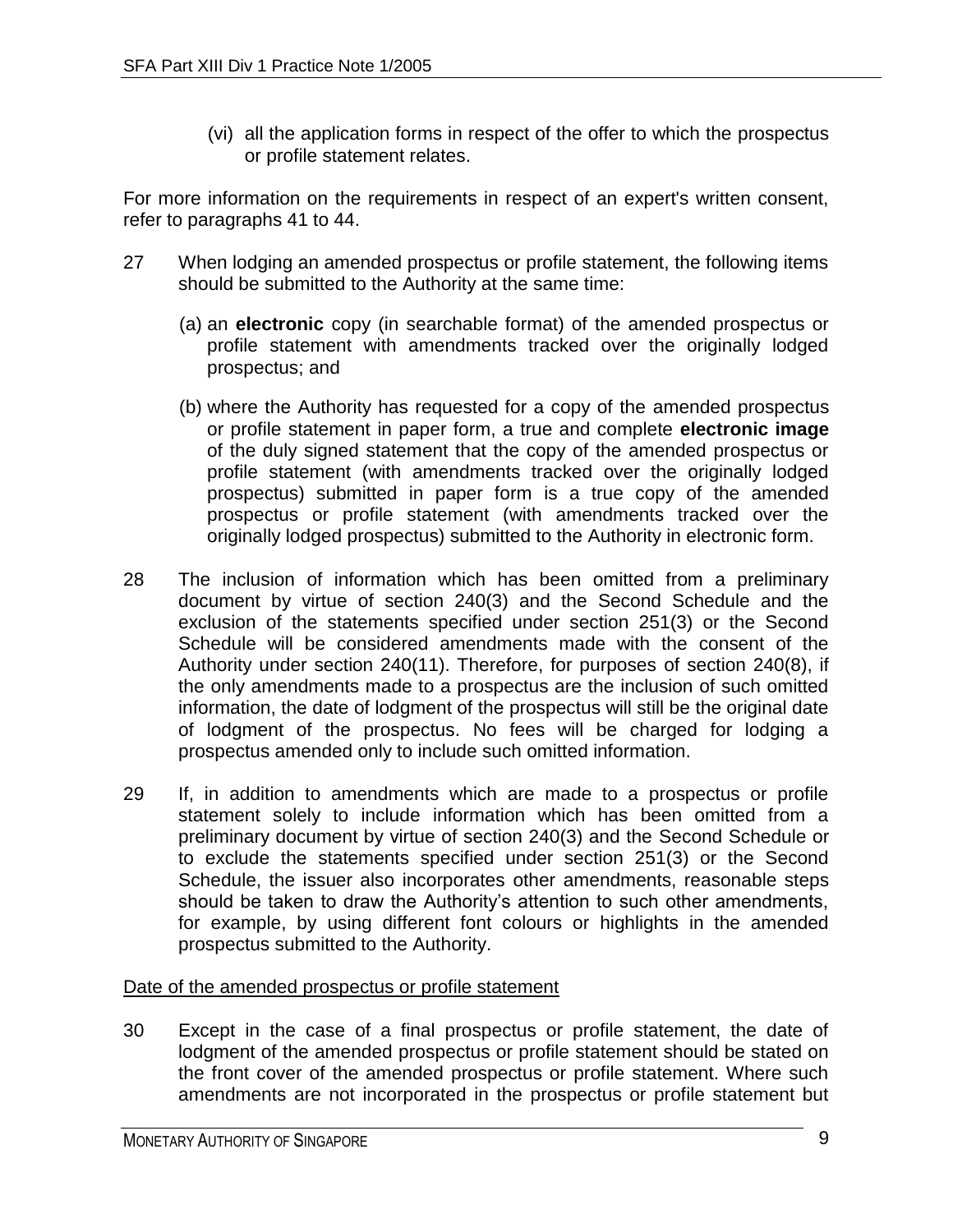(vi) all the application forms in respect of the offer to which the prospectus or profile statement relates.

For more information on the requirements in respect of an expert's written consent, refer to paragraphs 41 to 44.

27 When lodging an amended prospectus or profile statement, the following items should be submitted to the Authority at the same time:

(a) an **electronic** copy (in searchable format) of the amended prospectus or profile statement with amendments tracked over the originally lodged prospectus; and

(b) where the Authority has requested for a copy of the amended prospectus or profile statement in paper form, a true and complete **electronic image** of the duly signed statement that the copy of the amended prospectus or profile statement (with amendments tracked over the originally lodged prospectus) submitted in paper form is a true copy of the amended prospectus or profile statement (with amendments tracked over the originally lodged prospectus) submitted to the Authority in electronic form.

28 The inclusion of information which has been omitted from a preliminary document by virtue of section 240(3) and the Second Schedule and the exclusion of the statements specified under section 251(3) or the Second Schedule will be considered amendments made with the consent of the Authority under section 240(11). Therefore, for purposes of section 240(8), if the only amendments made to a prospectus are the inclusion of such omitted information, the date of lodgment of the prospectus will still be the original date of lodgment of the prospectus. No fees will be charged for lodging a prospectus amended only to include such omitted information.

29 If, in addition to amendments which are made to a prospectus or profile statement solely to include information which has been omitted from a preliminary document by virtue of section 240(3) and the Second Schedule or to exclude the statements specified under section 251(3) or the Second Schedule, the issuer also incorporates other amendments, reasonable steps should be taken to draw the Authority's attention to such other amendments, for example, by using different font colours or highlights in the amended prospectus submitted to the Authority.

<u>Date of the amended prospectus or profile statement</u>

30 Except in the case of a final prospectus or profile statement, the date of lodgment of the amended prospectus or profile statement should be stated on the front cover of the amended prospectus or profile statement. Where such amendments are not incorporated in the prospectus or profile statement but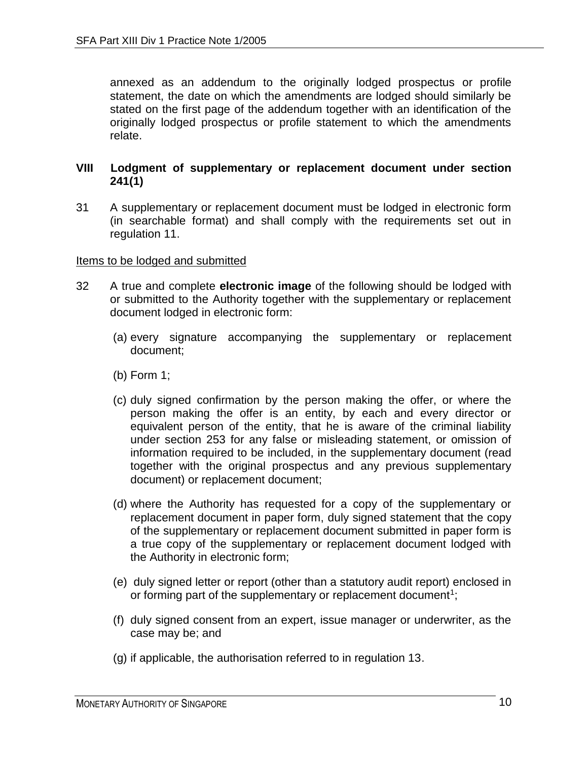annexed as an addendum to the originally lodged prospectus or profile statement, the date on which the amendments are lodged should similarly be stated on the first page of the addendum together with an identification of the originally lodged prospectus or profile statement to which the amendments relate.

## VIII Lodgment of supplementary or replacement document under section 241(1)

31 A supplementary or replacement document must be lodged in electronic form (in searchable format) and shall comply with the requirements set out in regulation 11.

Items to be lodged and submitted

32 A true and complete **electronic image** of the following should be lodged with or submitted to the Authority together with the supplementary or replacement document lodged in electronic form:

(a) every signature accompanying the supplementary or replacement document;

(b) Form 1;

(c) duly signed confirmation by the person making the offer, or where the person making the offer is an entity, by each and every director or equivalent person of the entity, that he is aware of the criminal liability under section 253 for any false or misleading statement, or omission of information required to be included, in the supplementary document (read together with the original prospectus and any previous supplementary document) or replacement document;

(d) where the Authority has requested for a copy of the supplementary or replacement document in paper form, duly signed statement that the copy of the supplementary or replacement document submitted in paper form is a true copy of the supplementary or replacement document lodged with the Authority in electronic form;

(e) duly signed letter or report (other than a statutory audit report) enclosed in or forming part of the supplementary or replacement document[1];

(f) duly signed consent from an expert, issue manager or underwriter, as the case may be; and

(g) if applicable, the authorisation referred to in regulation 13.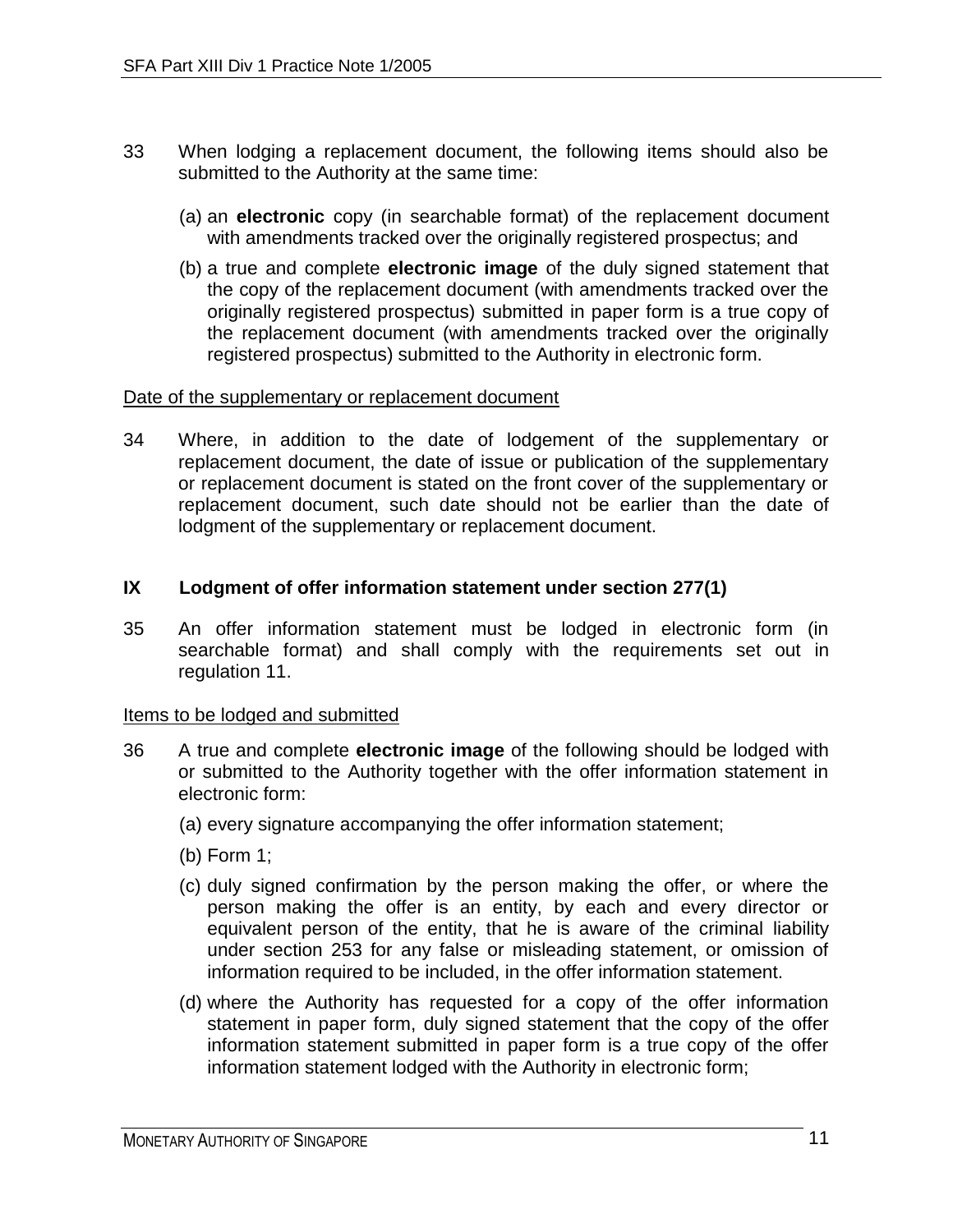33 When lodging a replacement document, the following items should also be submitted to the Authority at the same time:

(a) an **electronic** copy (in searchable format) of the replacement document with amendments tracked over the originally registered prospectus; and

(b) a true and complete **electronic image** of the duly signed statement that the copy of the replacement document (with amendments tracked over the originally registered prospectus) submitted in paper form is a true copy of the replacement document (with amendments tracked over the originally registered prospectus) submitted to the Authority in electronic form.

<u>Date of the supplementary or replacement document</u>

34 Where, in addition to the date of lodgement of the supplementary or replacement document, the date of issue or publication of the supplementary or replacement document is stated on the front cover of the supplementary or replacement document, such date should not be earlier than the date of lodgment of the supplementary or replacement document.

## IX Lodgment of offer information statement under section 277(1)

35 An offer information statement must be lodged in electronic form (in searchable format) and shall comply with the requirements set out in regulation 11.

<u>Items to be lodged and submitted</u>

36 A true and complete **electronic image** of the following should be lodged with or submitted to the Authority together with the offer information statement in electronic form:

(a) every signature accompanying the offer information statement;

(b) Form 1;

(c) duly signed confirmation by the person making the offer, or where the person making the offer is an entity, by each and every director or equivalent person of the entity, that he is aware of the criminal liability under section 253 for any false or misleading statement, or omission of information required to be included, in the offer information statement.

(d) where the Authority has requested for a copy of the offer information statement in paper form, duly signed statement that the copy of the offer information statement submitted in paper form is a true copy of the offer information statement lodged with the Authority in electronic form;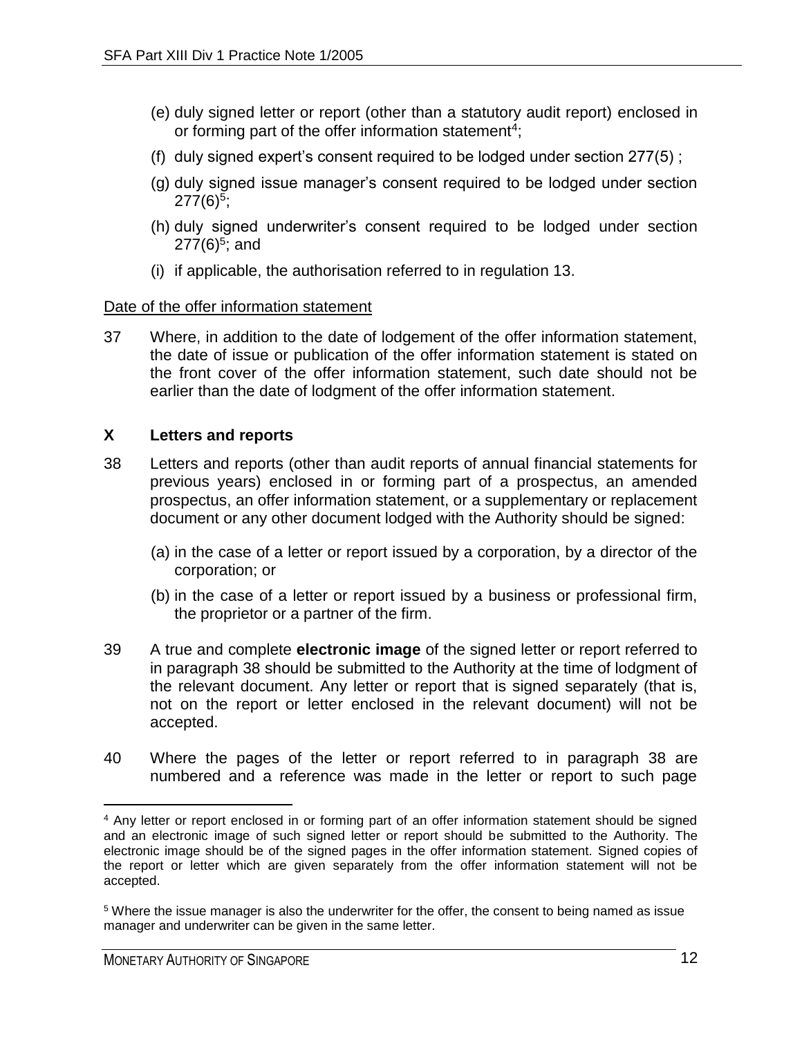(e) duly signed letter or report (other than a statutory audit report) enclosed in or forming part of the offer information statement[4];

(f) duly signed expert's consent required to be lodged under section 277(5) ;

(g) duly signed issue manager's consent required to be lodged under section 277(6)[5];

(h) duly signed underwriter's consent required to be lodged under section 277(6)[5]; and

(i) if applicable, the authorisation referred to in regulation 13.

<u>Date of the offer information statement</u>

37 Where, in addition to the date of lodgement of the offer information statement, the date of issue or publication of the offer information statement is stated on the front cover of the offer information statement, such date should not be earlier than the date of lodgment of the offer information statement.

## X Letters and reports

38 Letters and reports (other than audit reports of annual financial statements for previous years) enclosed in or forming part of a prospectus, an amended prospectus, an offer information statement, or a supplementary or replacement document or any other document lodged with the Authority should be signed:

(a) in the case of a letter or report issued by a corporation, by a director of the corporation; or

(b) in the case of a letter or report issued by a business or professional firm, the proprietor or a partner of the firm.

39 A true and complete **electronic image** of the signed letter or report referred to in paragraph 38 should be submitted to the Authority at the time of lodgment of the relevant document. Any letter or report that is signed separately (that is, not on the report or letter enclosed in the relevant document) will not be accepted.

40 Where the pages of the letter or report referred to in paragraph 38 are numbered and a reference was made in the letter or report to such page

---

[4] Any letter or report enclosed in or forming part of an offer information statement should be signed and an electronic image of such signed letter or report should be submitted to the Authority. The electronic image should be of the signed pages in the offer information statement. Signed copies of the report or letter which are given separately from the offer information statement will not be accepted.

[5] Where the issue manager is also the underwriter for the offer, the consent to being named as issue manager and underwriter can be given in the same letter.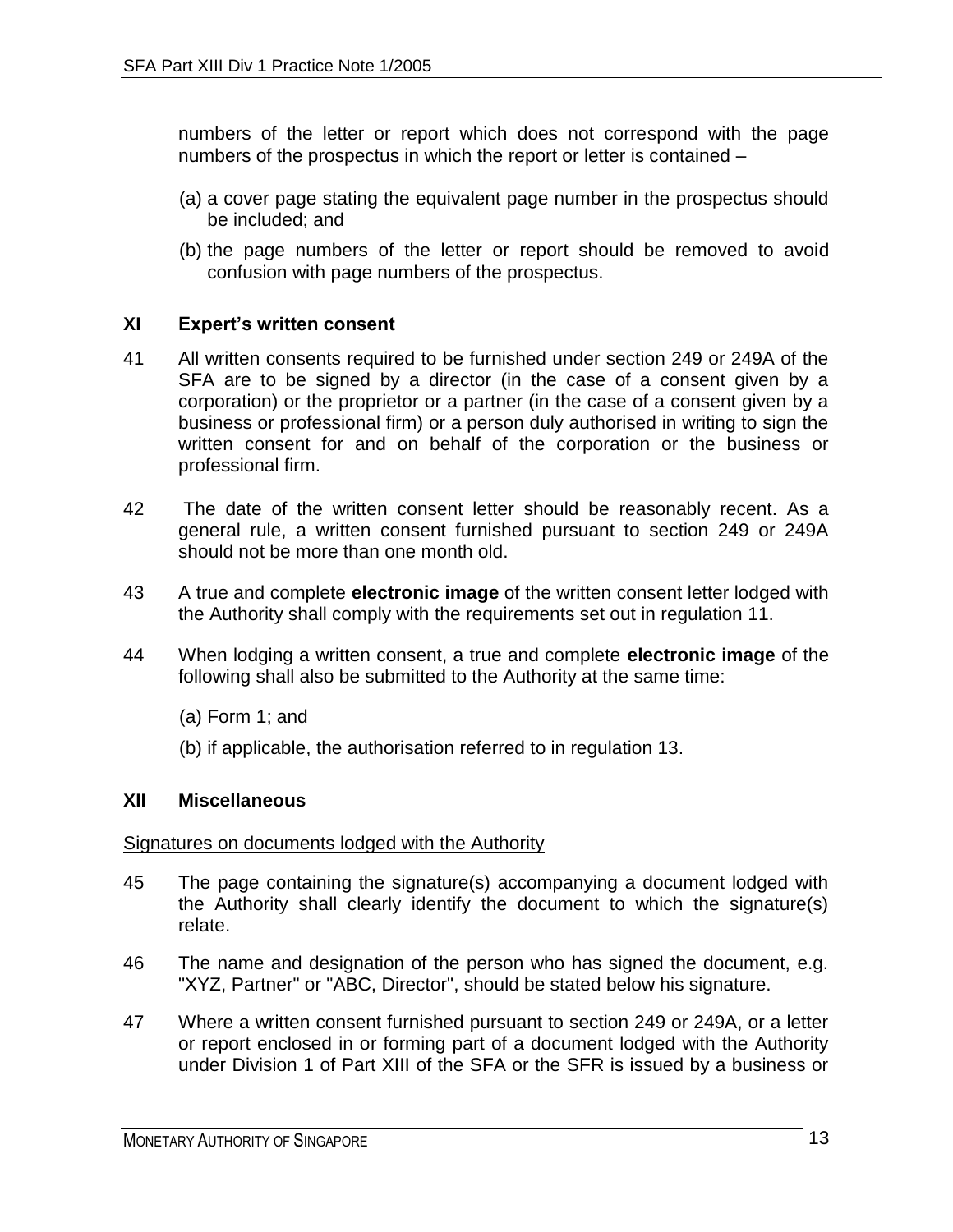numbers of the letter or report which does not correspond with the page numbers of the prospectus in which the report or letter is contained –

(a) a cover page stating the equivalent page number in the prospectus should be included; and

(b) the page numbers of the letter or report should be removed to avoid confusion with page numbers of the prospectus.

## XI Expert's written consent

41 All written consents required to be furnished under section 249 or 249A of the SFA are to be signed by a director (in the case of a consent given by a corporation) or the proprietor or a partner (in the case of a consent given by a business or professional firm) or a person duly authorised in writing to sign the written consent for and on behalf of the corporation or the business or professional firm.

42 The date of the written consent letter should be reasonably recent. As a general rule, a written consent furnished pursuant to section 249 or 249A should not be more than one month old.

43 A true and complete **electronic image** of the written consent letter lodged with the Authority shall comply with the requirements set out in regulation 11.

44 When lodging a written consent, a true and complete **electronic image** of the following shall also be submitted to the Authority at the same time:

(a) Form 1; and

(b) if applicable, the authorisation referred to in regulation 13.

## XII Miscellaneous

<u>Signatures on documents lodged with the Authority</u>

45 The page containing the signature(s) accompanying a document lodged with the Authority shall clearly identify the document to which the signature(s) relate.

46 The name and designation of the person who has signed the document, e.g. "XYZ, Partner" or "ABC, Director", should be stated below his signature.

47 Where a written consent furnished pursuant to section 249 or 249A, or a letter or report enclosed in or forming part of a document lodged with the Authority under Division 1 of Part XIII of the SFA or the SFR is issued by a business or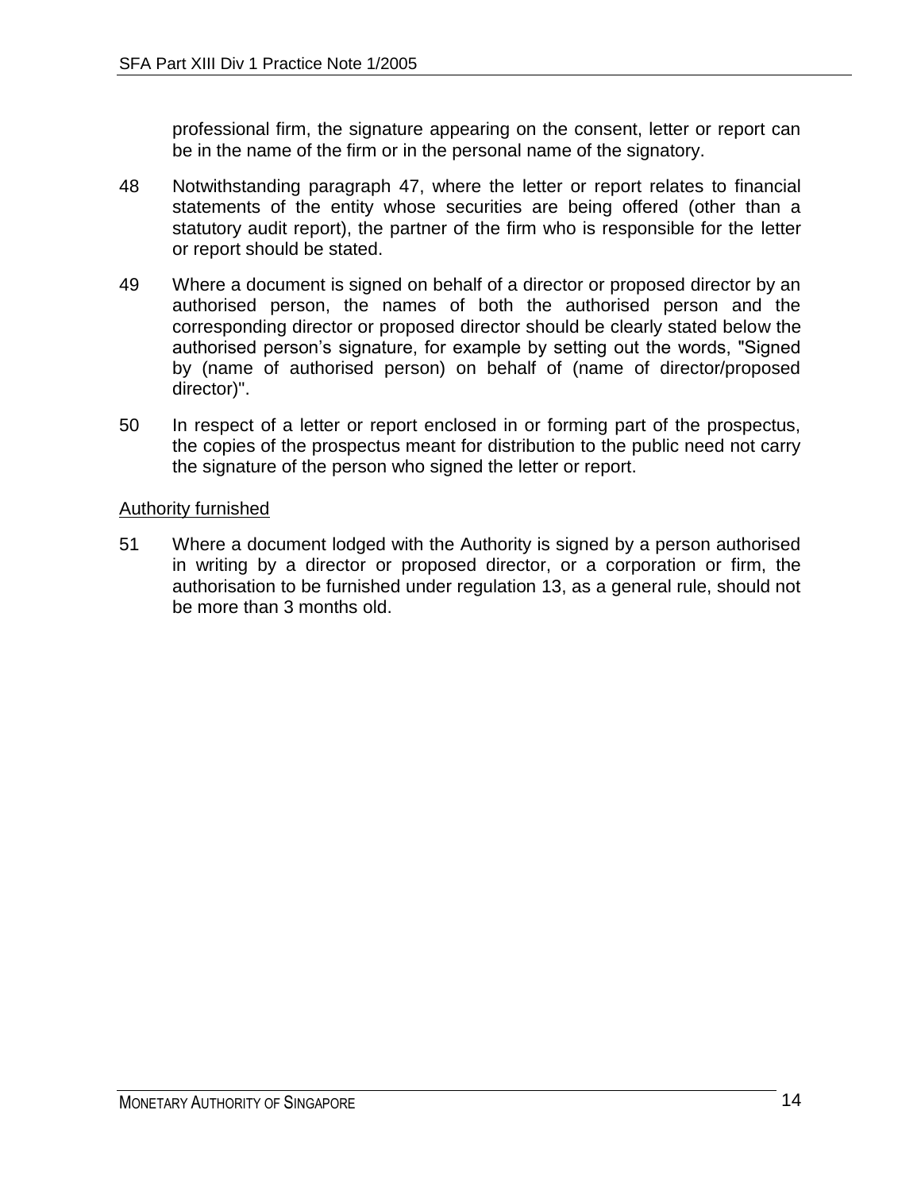professional firm, the signature appearing on the consent, letter or report can be in the name of the firm or in the personal name of the signatory.

48 Notwithstanding paragraph 47, where the letter or report relates to financial statements of the entity whose securities are being offered (other than a statutory audit report), the partner of the firm who is responsible for the letter or report should be stated.

49 Where a document is signed on behalf of a director or proposed director by an authorised person, the names of both the authorised person and the corresponding director or proposed director should be clearly stated below the authorised person's signature, for example by setting out the words, "Signed by (name of authorised person) on behalf of (name of director/proposed director)".

50 In respect of a letter or report enclosed in or forming part of the prospectus, the copies of the prospectus meant for distribution to the public need not carry the signature of the person who signed the letter or report.

<u>Authority furnished</u>

51 Where a document lodged with the Authority is signed by a person authorised in writing by a director or proposed director, or a corporation or firm, the authorisation to be furnished under regulation 13, as a general rule, should not be more than 3 months old.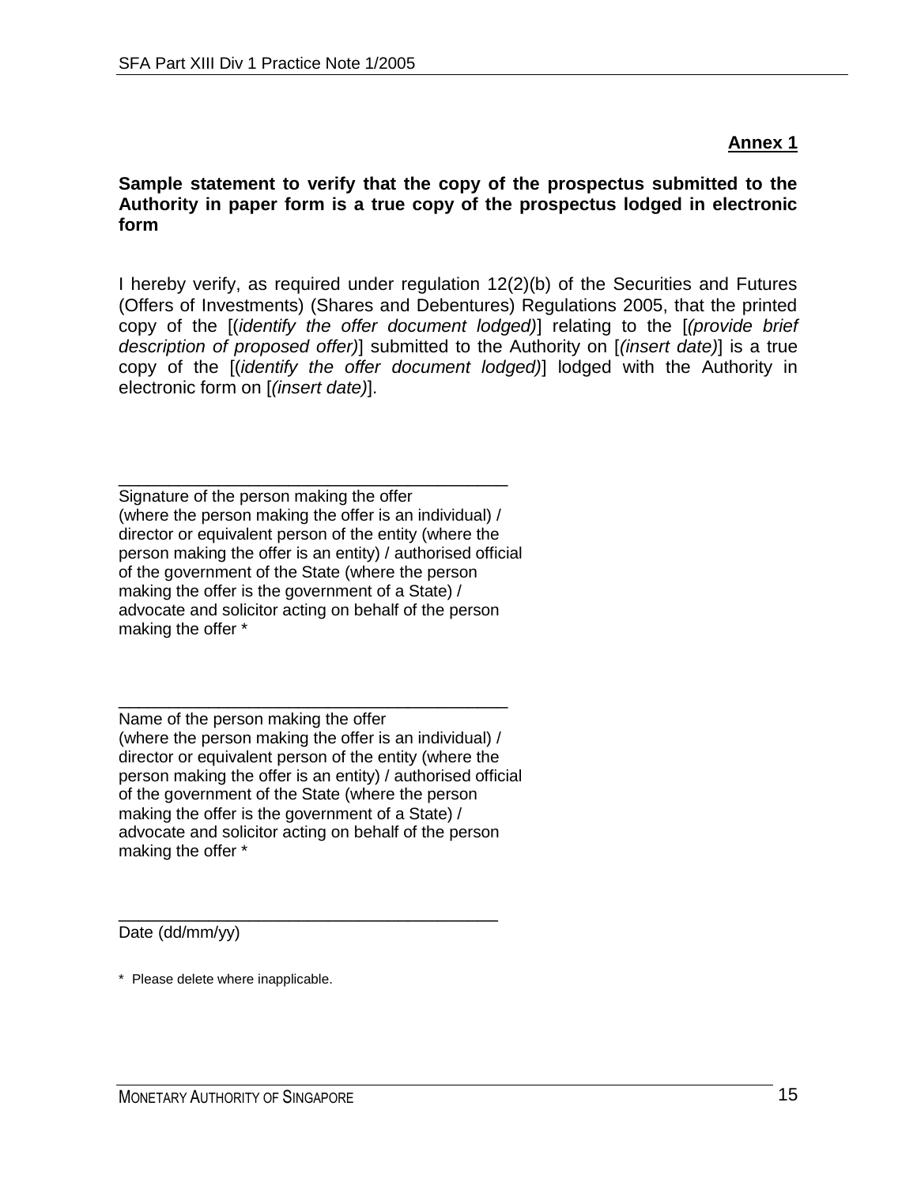**Annex 1**

**Sample statement to verify that the copy of the prospectus submitted to the Authority in paper form is a true copy of the prospectus lodged in electronic form**

I hereby verify, as required under regulation 12(2)(b) of the Securities and Futures (Offers of Investments) (Shares and Debentures) Regulations 2005, that the printed copy of the [(*identify the offer document lodged)*] relating to the [*(provide brief description of proposed offer)*] submitted to the Authority on [*(insert date)*] is a true copy of the [(*identify the offer document lodged)*] lodged with the Authority in electronic form on [*(insert date)*].

\_\_\_\_\_\_\_\_\_\_\_\_\_\_\_\_\_\_\_\_\_\_\_\_\_\_\_\_\_\_\_\_\_\_\_\_\_\_\_\_\_\_

Signature of the person making the offer (where the person making the offer is an individual) / director or equivalent person of the entity (where the person making the offer is an entity) / authorised official of the government of the State (where the person making the offer is the government of a State) / advocate and solicitor acting on behalf of the person making the offer *

\_\_\_\_\_\_\_\_\_\_\_\_\_\_\_\_\_\_\_\_\_\_\_\_\_\_\_\_\_\_\_\_\_\_\_\_\_\_\_\_\_\_

Name of the person making the offer (where the person making the offer is an individual) / director or equivalent person of the entity (where the person making the offer is an entity) / authorised official of the government of the State (where the person making the offer is the government of a State) / advocate and solicitor acting on behalf of the person making the offer *

\_\_\_\_\_\_\_\_\_\_\_\_\_\_\_\_\_\_\_\_\_\_\_\_\_\_\_\_\_\_\_\_\_\_\_\_\_\_\_\_\_\_

Date (dd/mm/yy)

\* Please delete where inapplicable.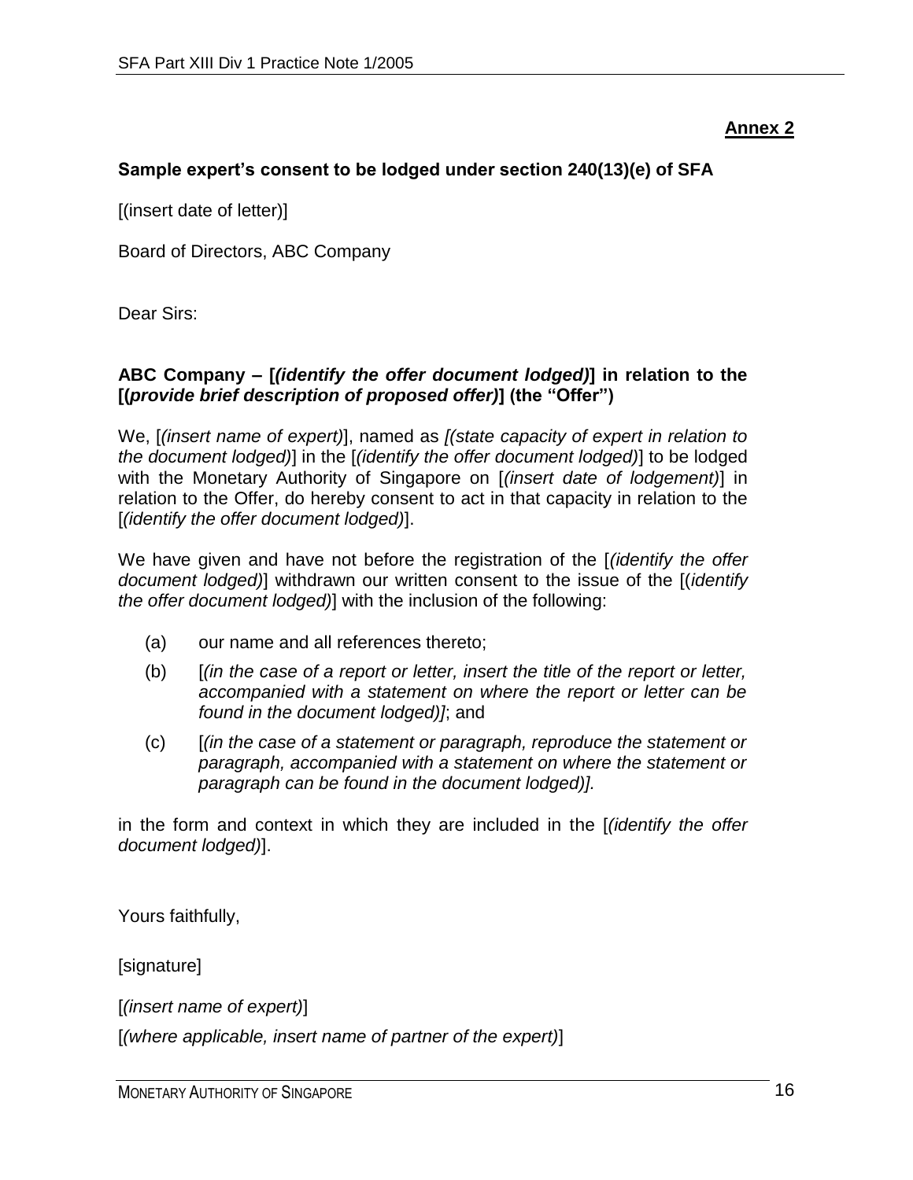**Annex 2**

**Sample expert's consent to be lodged under section 240(13)(e) of SFA**

[(insert date of letter)]

Board of Directors, ABC Company

Dear Sirs:

**ABC Company – [*(identify the offer document lodged)*] in relation to the [(*provide brief description of proposed offer)*] (the "Offer")**

We, [*(insert name of expert)*], named as *[(state capacity of expert in relation to the document lodged)*] in the [*(identify the offer document lodged)*] to be lodged with the Monetary Authority of Singapore on [*(insert date of lodgement)*] in relation to the Offer, do hereby consent to act in that capacity in relation to the [*(identify the offer document lodged)*].

We have given and have not before the registration of the [*(identify the offer document lodged)*] withdrawn our written consent to the issue of the [(*identify the offer document lodged)*] with the inclusion of the following:

(a) our name and all references thereto;

(b) [*(in the case of a report or letter, insert the title of the report or letter, accompanied with a statement on where the report or letter can be found in the document lodged)]*; and

(c) [*(in the case of a statement or paragraph, reproduce the statement or paragraph, accompanied with a statement on where the statement or paragraph can be found in the document lodged)].*

in the form and context in which they are included in the [*(identify the offer document lodged)*].

Yours faithfully,

[signature]

[*(insert name of expert)*]

[*(where applicable, insert name of partner of the expert)*]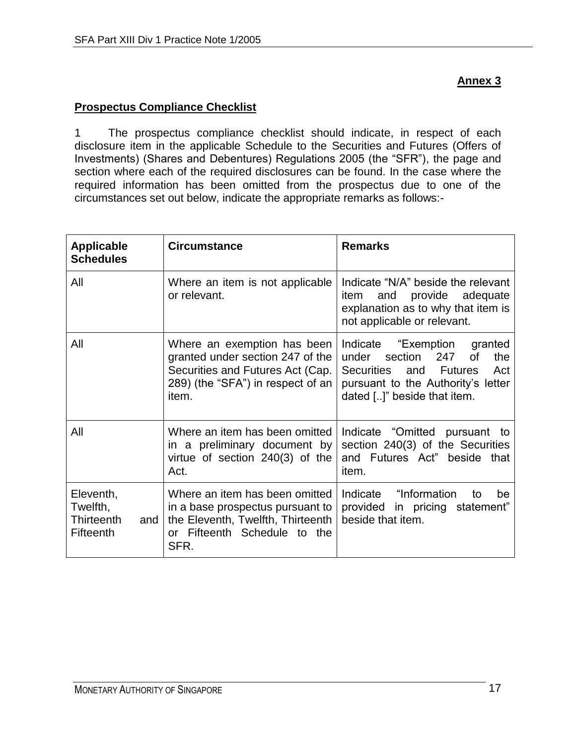**Annex 3**

**Prospectus Compliance Checklist**

1 The prospectus compliance checklist should indicate, in respect of each disclosure item in the applicable Schedule to the Securities and Futures (Offers of Investments) (Shares and Debentures) Regulations 2005 (the "SFR"), the page and section where each of the required disclosures can be found. In the case where the required information has been omitted from the prospectus due to one of the circumstances set out below, indicate the appropriate remarks as follows:-

| Applicable Schedules | Circumstance | Remarks |
|---|---|---|
| All | Where an item is not applicable or relevant. | Indicate "N/A" beside the relevant item and provide adequate explanation as to why that item is not applicable or relevant. |
| All | Where an exemption has been granted under section 247 of the Securities and Futures Act (Cap. 289) (the "SFA") in respect of an item. | Indicate "Exemption granted under section 247 of the Securities and Futures Act pursuant to the Authority's letter dated [..]" beside that item. |
| All | Where an item has been omitted in a preliminary document by virtue of section 240(3) of the Act. | Indicate "Omitted pursuant to section 240(3) of the Securities and Futures Act" beside that item. |
| Eleventh, Twelfth, Thirteenth and Fifteenth | Where an item has been omitted in a base prospectus pursuant to the Eleventh, Twelfth, Thirteenth or Fifteenth Schedule to the SFR. | Indicate "Information to be provided in pricing statement" beside that item. |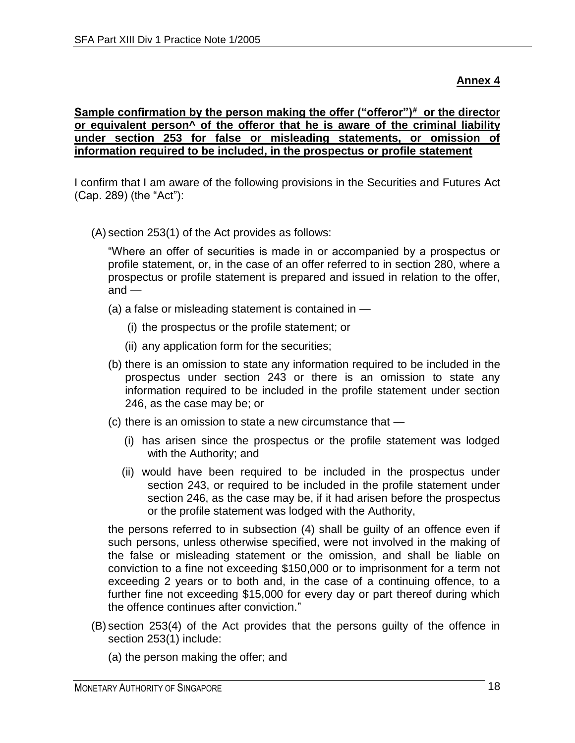**Annex 4**

**Sample confirmation by the person making the offer ("offeror")# or the director or equivalent person^ of the offeror that he is aware of the criminal liability under section 253 for false or misleading statements, or omission of information required to be included, in the prospectus or profile statement**

I confirm that I am aware of the following provisions in the Securities and Futures Act (Cap. 289) (the "Act"):

(A) section 253(1) of the Act provides as follows:

"Where an offer of securities is made in or accompanied by a prospectus or profile statement, or, in the case of an offer referred to in section 280, where a prospectus or profile statement is prepared and issued in relation to the offer, and —

(a) a false or misleading statement is contained in —

(i) the prospectus or the profile statement; or

(ii) any application form for the securities;

(b) there is an omission to state any information required to be included in the prospectus under section 243 or there is an omission to state any information required to be included in the profile statement under section 246, as the case may be; or

(c) there is an omission to state a new circumstance that —

(i) has arisen since the prospectus or the profile statement was lodged with the Authority; and

(ii) would have been required to be included in the prospectus under section 243, or required to be included in the profile statement under section 246, as the case may be, if it had arisen before the prospectus or the profile statement was lodged with the Authority,

the persons referred to in subsection (4) shall be guilty of an offence even if such persons, unless otherwise specified, were not involved in the making of the false or misleading statement or the omission, and shall be liable on conviction to a fine not exceeding $150,000 or to imprisonment for a term not exceeding 2 years or to both and, in the case of a continuing offence, to a further fine not exceeding $15,000 for every day or part thereof during which the offence continues after conviction."

(B) section 253(4) of the Act provides that the persons guilty of the offence in section 253(1) include:

(a) the person making the offer; and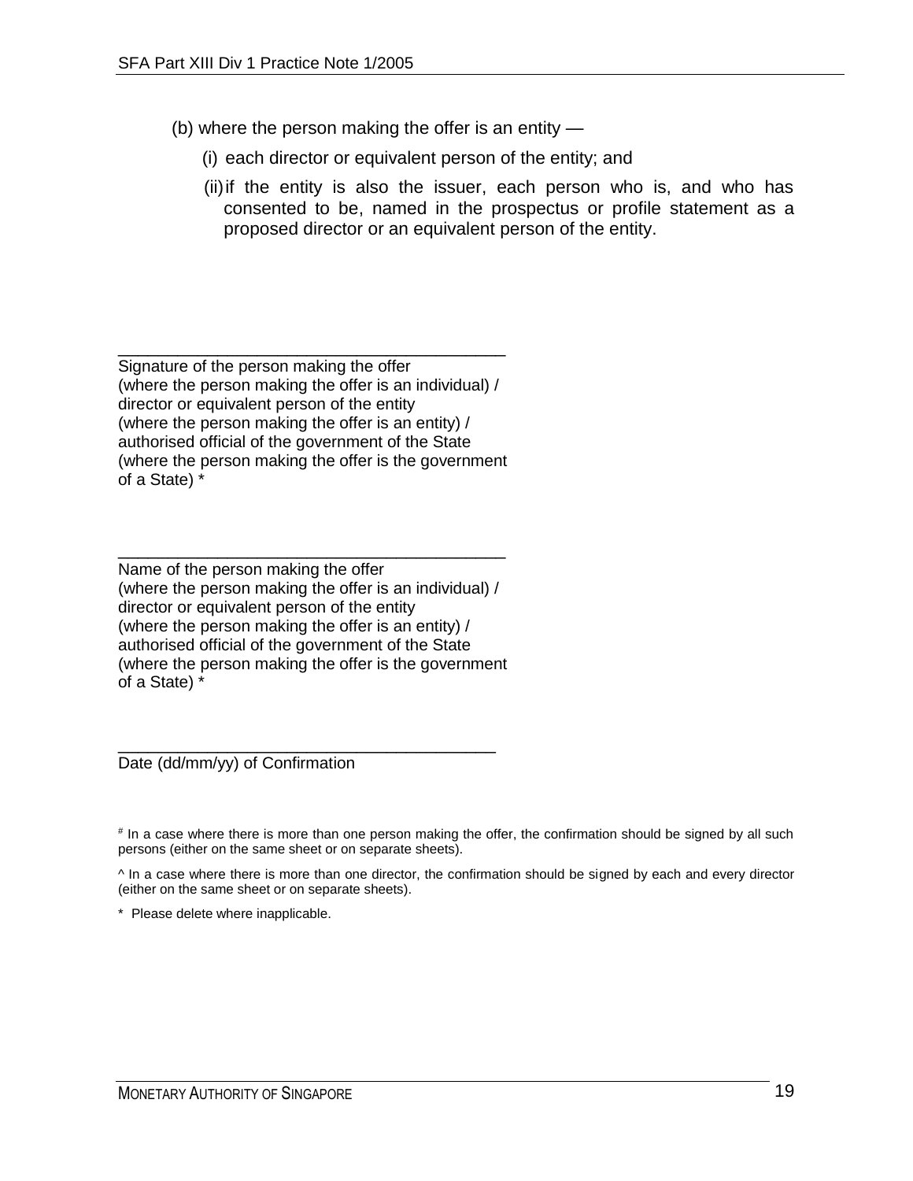(b) where the person making the offer is an entity —

(i) each director or equivalent person of the entity; and

(ii) if the entity is also the issuer, each person who is, and who has consented to be, named in the prospectus or profile statement as a proposed director or an equivalent person of the entity.

\_\_\_\_\_\_\_\_\_\_\_\_\_\_\_\_\_\_\_\_\_\_\_\_\_\_\_\_\_\_\_\_\_\_\_\_\_\_\_\_

Signature of the person making the offer
(where the person making the offer is an individual) /
director or equivalent person of the entity
(where the person making the offer is an entity) /
authorised official of the government of the State
(where the person making the offer is the government of a State) *

\_\_\_\_\_\_\_\_\_\_\_\_\_\_\_\_\_\_\_\_\_\_\_\_\_\_\_\_\_\_\_\_\_\_\_\_\_\_\_\_

Name of the person making the offer
(where the person making the offer is an individual) /
director or equivalent person of the entity
(where the person making the offer is an entity) /
authorised official of the government of the State
(where the person making the offer is the government of a State) *

\_\_\_\_\_\_\_\_\_\_\_\_\_\_\_\_\_\_\_\_\_\_\_\_\_\_\_\_\_\_\_\_\_\_\_\_\_\_\_\_

Date (dd/mm/yy) of Confirmation

[#] In a case where there is more than one person making the offer, the confirmation should be signed by all such persons (either on the same sheet or on separate sheets).

^ In a case where there is more than one director, the confirmation should be signed by each and every director (either on the same sheet or on separate sheets).

\* Please delete where inapplicable.